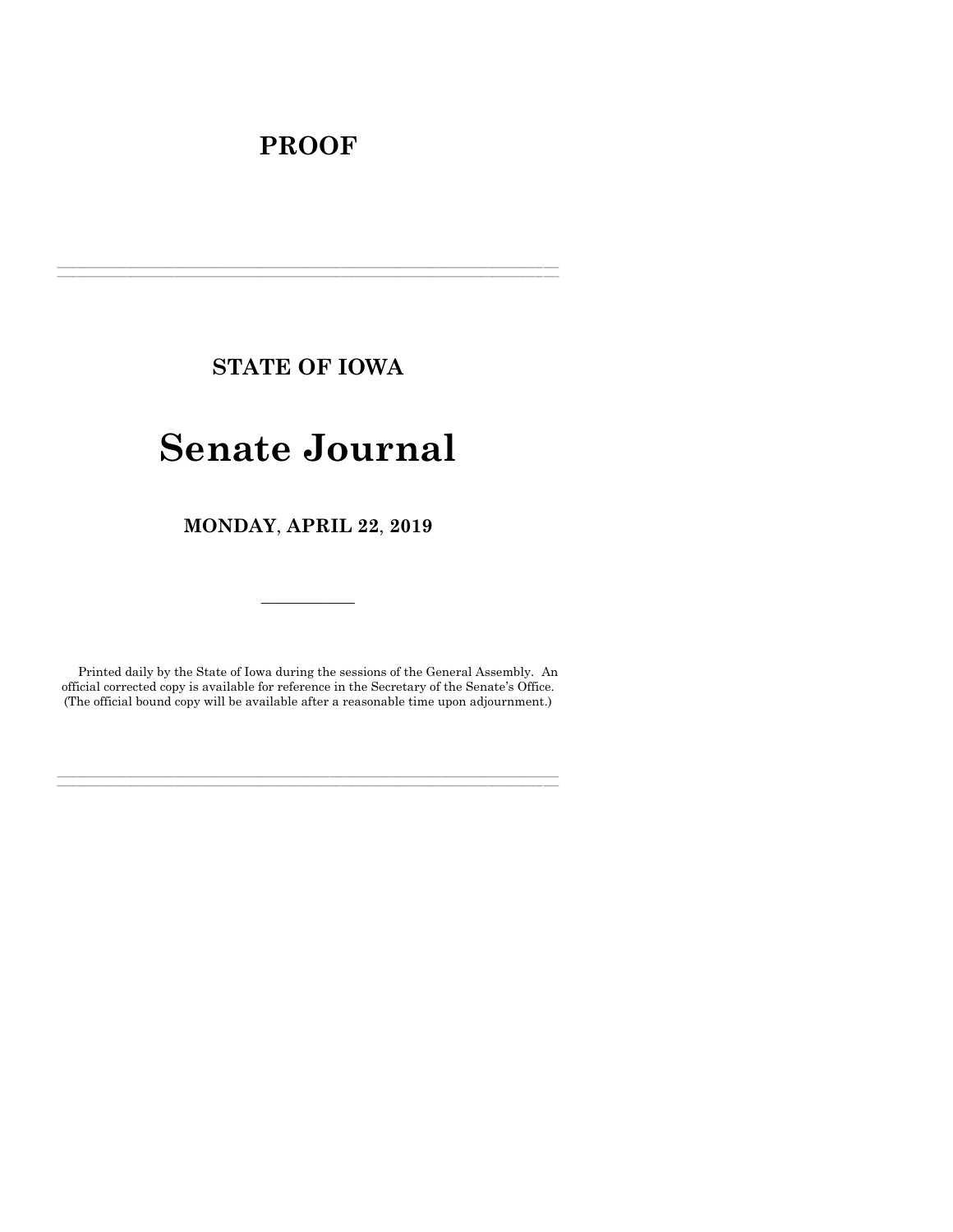# PROOF

---

## STATE OF IOWA

# Senate Journal

## MONDAY, APRIL 22, 2019

---

Printed daily by the State of Iowa during the sessions of the General Assembly. An official corrected copy is available for reference in the Secretary of the Senate's Office. (The official bound copy will be available after a reasonable time upon adjournment.)

---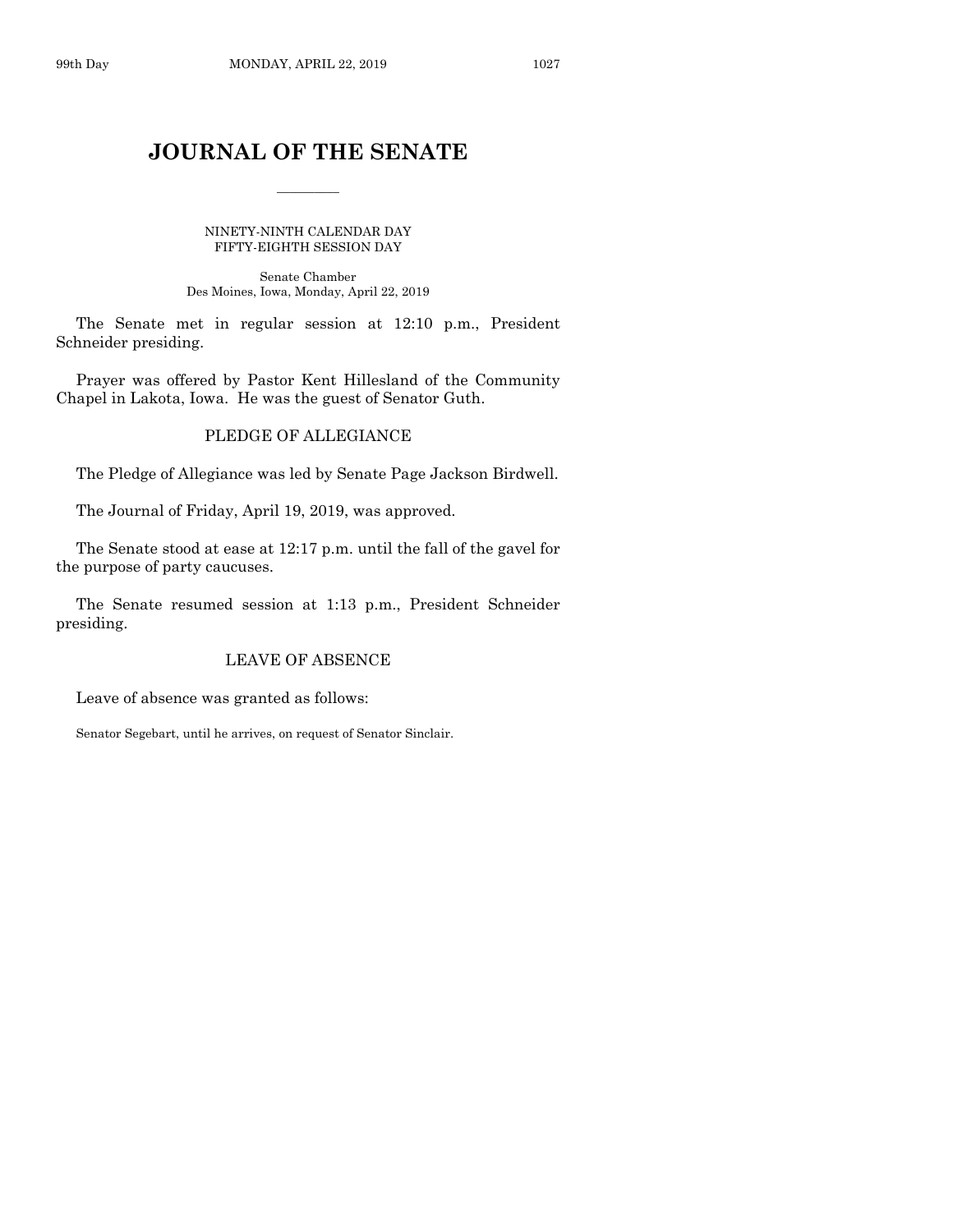# JOURNAL OF THE SENATE

NINETY-NINTH CALENDAR DAY
FIFTY-EIGHTH SESSION DAY

Senate Chamber
Des Moines, Iowa, Monday, April 22, 2019

The Senate met in regular session at 12:10 p.m., President Schneider presiding.

Prayer was offered by Pastor Kent Hillesland of the Community Chapel in Lakota, Iowa. He was the guest of Senator Guth.

## PLEDGE OF ALLEGIANCE

The Pledge of Allegiance was led by Senate Page Jackson Birdwell.

The Journal of Friday, April 19, 2019, was approved.

The Senate stood at ease at 12:17 p.m. until the fall of the gavel for the purpose of party caucuses.

The Senate resumed session at 1:13 p.m., President Schneider presiding.

## LEAVE OF ABSENCE

Leave of absence was granted as follows:

Senator Segebart, until he arrives, on request of Senator Sinclair.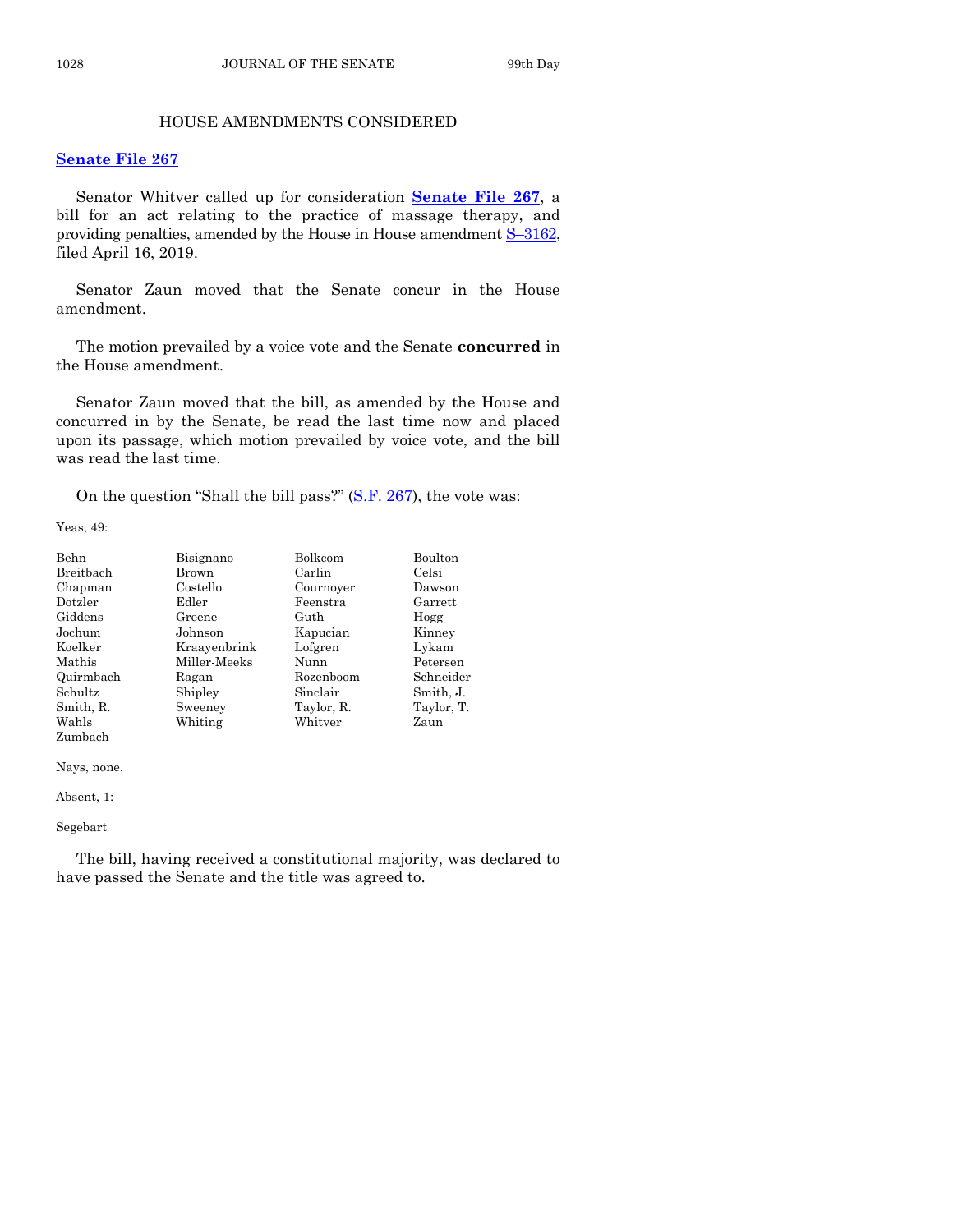## HOUSE AMENDMENTS CONSIDERED

### Senate File 267

Senator Whitver called up for consideration **Senate File 267**, a bill for an act relating to the practice of massage therapy, and providing penalties, amended by the House in House amendment S–3162, filed April 16, 2019.

Senator Zaun moved that the Senate concur in the House amendment.

The motion prevailed by a voice vote and the Senate **concurred** in the House amendment.

Senator Zaun moved that the bill, as amended by the House and concurred in by the Senate, be read the last time now and placed upon its passage, which motion prevailed by voice vote, and the bill was read the last time.

On the question "Shall the bill pass?" (S.F. 267), the vote was:

Yeas, 49:

| | | | |
|---|---|---|---|
| Behn | Bisignano | Bolkcom | Boulton |
| Breitbach | Brown | Carlin | Celsi |
| Chapman | Costello | Cournoyer | Dawson |
| Dotzler | Edler | Feenstra | Garrett |
| Giddens | Greene | Guth | Hogg |
| Jochum | Johnson | Kapucian | Kinney |
| Koelker | Kraayenbrink | Lofgren | Lykam |
| Mathis | Miller-Meeks | Nunn | Petersen |
| Quirmbach | Ragan | Rozenboom | Schneider |
| Schultz | Shipley | Sinclair | Smith, J. |
| Smith, R. | Sweeney | Taylor, R. | Taylor, T. |
| Wahls | Whiting | Whitver | Zaun |
| Zumbach | | | |

Nays, none.

Absent, 1:

Segebart

The bill, having received a constitutional majority, was declared to have passed the Senate and the title was agreed to.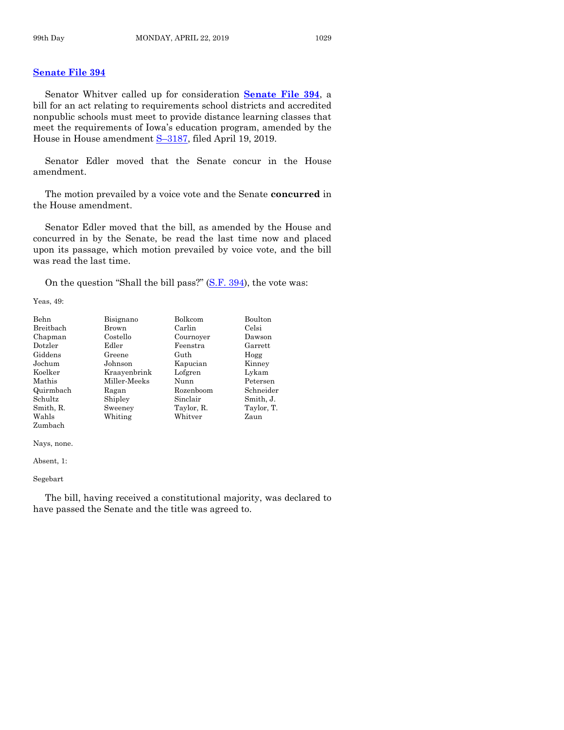## Senate File 394

Senator Whitver called up for consideration **Senate File 394**, a bill for an act relating to requirements school districts and accredited nonpublic schools must meet to provide distance learning classes that meet the requirements of Iowa's education program, amended by the House in House amendment S–3187, filed April 19, 2019.

Senator Edler moved that the Senate concur in the House amendment.

The motion prevailed by a voice vote and the Senate **concurred** in the House amendment.

Senator Edler moved that the bill, as amended by the House and concurred in by the Senate, be read the last time now and placed upon its passage, which motion prevailed by voice vote, and the bill was read the last time.

On the question "Shall the bill pass?" (S.F. 394), the vote was:

Yeas, 49:

| | | | |
|---|---|---|---|
| Behn | Bisignano | Bolkcom | Boulton |
| Breitbach | Brown | Carlin | Celsi |
| Chapman | Costello | Cournoyer | Dawson |
| Dotzler | Edler | Feenstra | Garrett |
| Giddens | Greene | Guth | Hogg |
| Jochum | Johnson | Kapucian | Kinney |
| Koelker | Kraayenbrink | Lofgren | Lykam |
| Mathis | Miller-Meeks | Nunn | Petersen |
| Quirmbach | Ragan | Rozenboom | Schneider |
| Schultz | Shipley | Sinclair | Smith, J. |
| Smith, R. | Sweeney | Taylor, R. | Taylor, T. |
| Wahls | Whiting | Whitver | Zaun |
| Zumbach | | | |

Nays, none.

Absent, 1:

Segebart

The bill, having received a constitutional majority, was declared to have passed the Senate and the title was agreed to.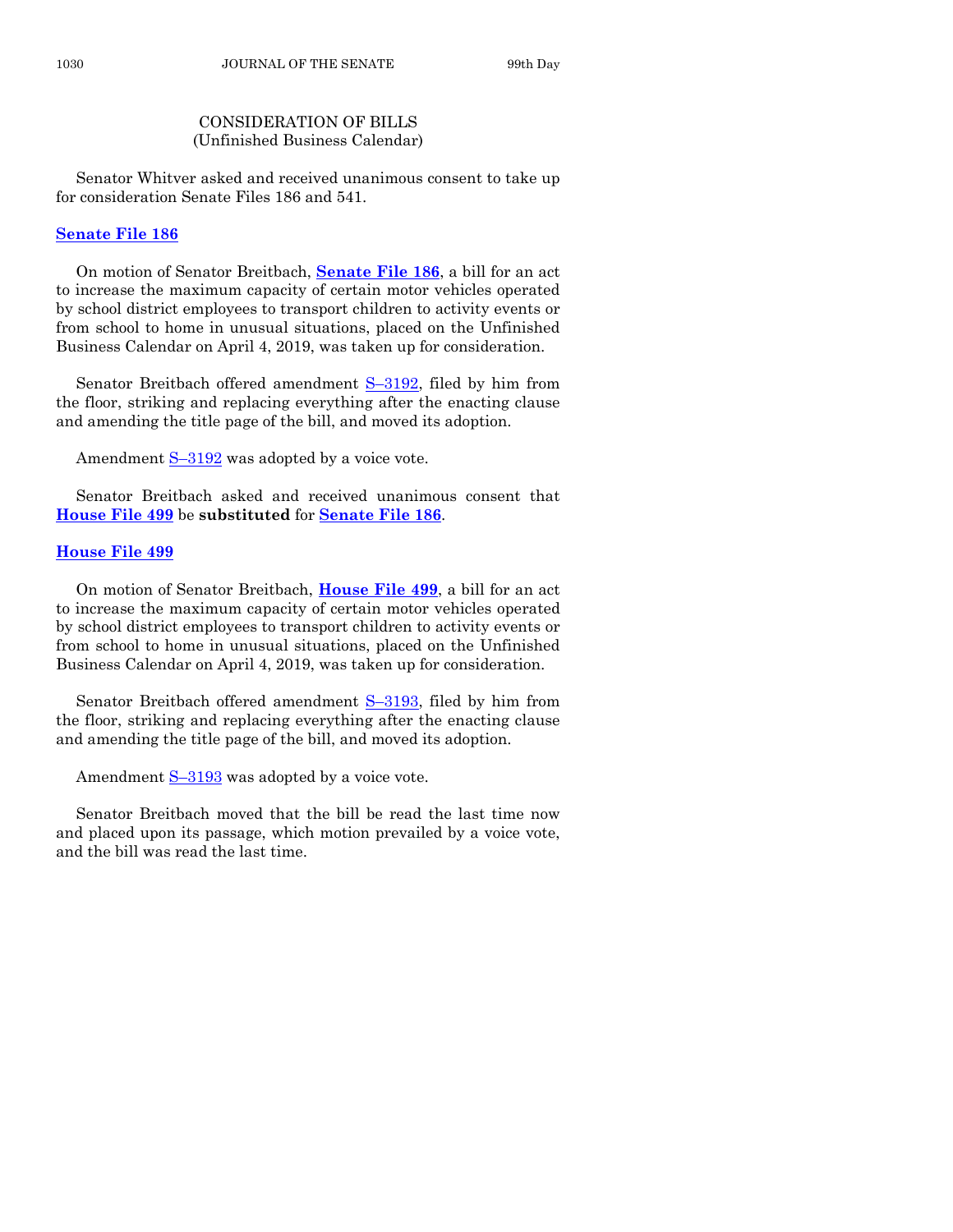## CONSIDERATION OF BILLS
(Unfinished Business Calendar)

Senator Whitver asked and received unanimous consent to take up for consideration Senate Files 186 and 541.

**Senate File 186**

On motion of Senator Breitbach, **Senate File 186**, a bill for an act to increase the maximum capacity of certain motor vehicles operated by school district employees to transport children to activity events or from school to home in unusual situations, placed on the Unfinished Business Calendar on April 4, 2019, was taken up for consideration.

Senator Breitbach offered amendment S–3192, filed by him from the floor, striking and replacing everything after the enacting clause and amending the title page of the bill, and moved its adoption.

Amendment S–3192 was adopted by a voice vote.

Senator Breitbach asked and received unanimous consent that **House File 499** be **substituted** for **Senate File 186**.

**House File 499**

On motion of Senator Breitbach, **House File 499**, a bill for an act to increase the maximum capacity of certain motor vehicles operated by school district employees to transport children to activity events or from school to home in unusual situations, placed on the Unfinished Business Calendar on April 4, 2019, was taken up for consideration.

Senator Breitbach offered amendment S–3193, filed by him from the floor, striking and replacing everything after the enacting clause and amending the title page of the bill, and moved its adoption.

Amendment S–3193 was adopted by a voice vote.

Senator Breitbach moved that the bill be read the last time now and placed upon its passage, which motion prevailed by a voice vote, and the bill was read the last time.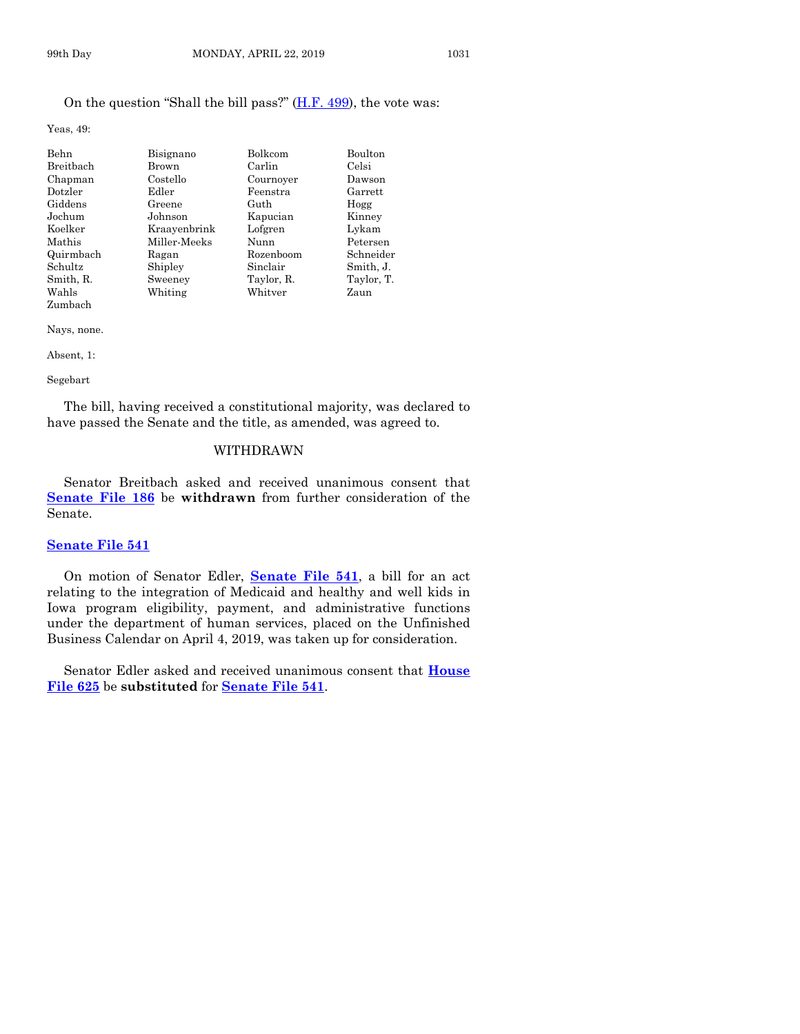On the question "Shall the bill pass?" (H.F. 499), the vote was:

Yeas, 49:

| | | | |
|---|---|---|---|
| Behn | Bisignano | Bolkcom | Boulton |
| Breitbach | Brown | Carlin | Celsi |
| Chapman | Costello | Cournoyer | Dawson |
| Dotzler | Edler | Feenstra | Garrett |
| Giddens | Greene | Guth | Hogg |
| Jochum | Johnson | Kapucian | Kinney |
| Koelker | Kraayenbrink | Lofgren | Lykam |
| Mathis | Miller-Meeks | Nunn | Petersen |
| Quirmbach | Ragan | Rozenboom | Schneider |
| Schultz | Shipley | Sinclair | Smith, J. |
| Smith, R. | Sweeney | Taylor, R. | Taylor, T. |
| Wahls | Whiting | Whitver | Zaun |
| Zumbach | | | |

Nays, none.

Absent, 1:

Segebart

The bill, having received a constitutional majority, was declared to have passed the Senate and the title, as amended, was agreed to.

## WITHDRAWN

Senator Breitbach asked and received unanimous consent that **Senate File 186** be **withdrawn** from further consideration of the Senate.

## Senate File 541

On motion of Senator Edler, **Senate File 541**, a bill for an act relating to the integration of Medicaid and healthy and well kids in Iowa program eligibility, payment, and administrative functions under the department of human services, placed on the Unfinished Business Calendar on April 4, 2019, was taken up for consideration.

Senator Edler asked and received unanimous consent that **House File 625** be **substituted** for **Senate File 541**.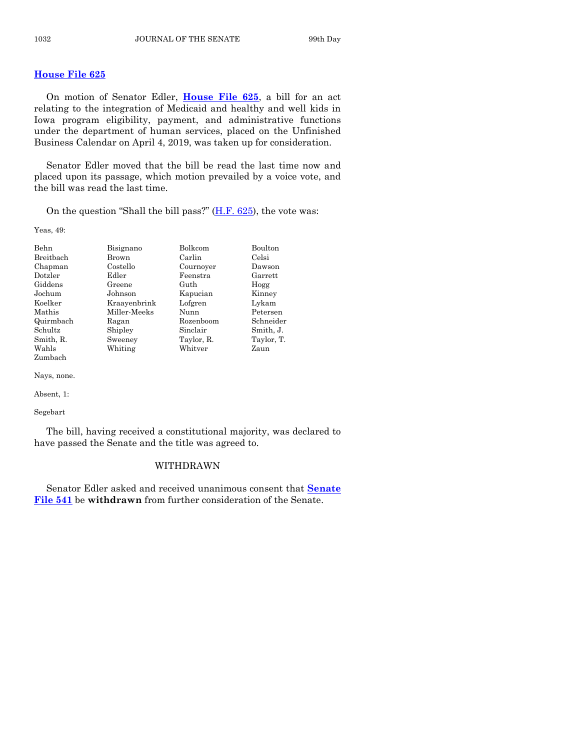## House File 625

On motion of Senator Edler, **House File 625**, a bill for an act relating to the integration of Medicaid and healthy and well kids in Iowa program eligibility, payment, and administrative functions under the department of human services, placed on the Unfinished Business Calendar on April 4, 2019, was taken up for consideration.

Senator Edler moved that the bill be read the last time now and placed upon its passage, which motion prevailed by a voice vote, and the bill was read the last time.

On the question "Shall the bill pass?" (H.F. 625), the vote was:

Yeas, 49:

| | | | |
|---|---|---|---|
| Behn | Bisignano | Bolkcom | Boulton |
| Breitbach | Brown | Carlin | Celsi |
| Chapman | Costello | Cournoyer | Dawson |
| Dotzler | Edler | Feenstra | Garrett |
| Giddens | Greene | Guth | Hogg |
| Jochum | Johnson | Kapucian | Kinney |
| Koelker | Kraayenbrink | Lofgren | Lykam |
| Mathis | Miller-Meeks | Nunn | Petersen |
| Quirmbach | Ragan | Rozenboom | Schneider |
| Schultz | Shipley | Sinclair | Smith, J. |
| Smith, R. | Sweeney | Taylor, R. | Taylor, T. |
| Wahls | Whiting | Whitver | Zaun |
| Zumbach | | | |

Nays, none.

Absent, 1:

Segebart

The bill, having received a constitutional majority, was declared to have passed the Senate and the title was agreed to.

### WITHDRAWN

Senator Edler asked and received unanimous consent that **Senate File 541** be **withdrawn** from further consideration of the Senate.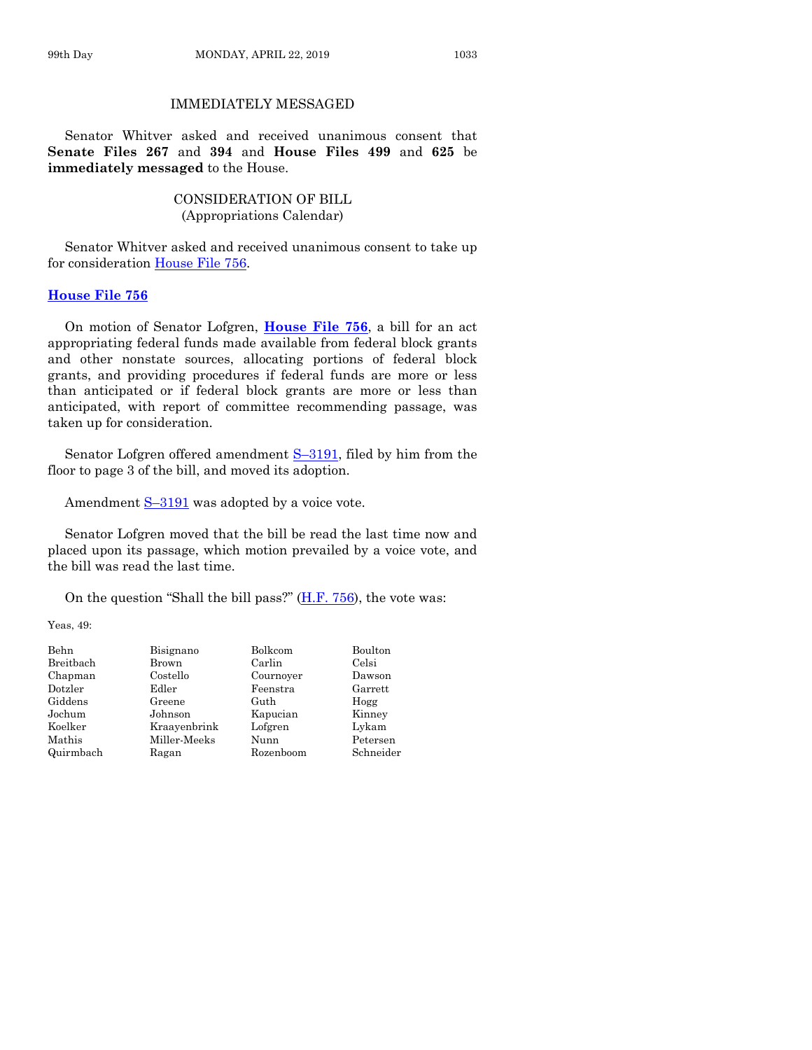### IMMEDIATELY MESSAGED

Senator Whitver asked and received unanimous consent that **Senate Files 267** and **394** and **House Files 499** and **625** be **immediately messaged** to the House.

### CONSIDERATION OF BILL
(Appropriations Calendar)

Senator Whitver asked and received unanimous consent to take up for consideration House File 756.

**House File 756**

On motion of Senator Lofgren, **House File 756**, a bill for an act appropriating federal funds made available from federal block grants and other nonstate sources, allocating portions of federal block grants, and providing procedures if federal funds are more or less than anticipated or if federal block grants are more or less than anticipated, with report of committee recommending passage, was taken up for consideration.

Senator Lofgren offered amendment S–3191, filed by him from the floor to page 3 of the bill, and moved its adoption.

Amendment S–3191 was adopted by a voice vote.

Senator Lofgren moved that the bill be read the last time now and placed upon its passage, which motion prevailed by a voice vote, and the bill was read the last time.

On the question "Shall the bill pass?" (H.F. 756), the vote was:

Yeas, 49:

| | | | |
|---|---|---|---|
| Behn | Bisignano | Bolkcom | Boulton |
| Breitbach | Brown | Carlin | Celsi |
| Chapman | Costello | Cournoyer | Dawson |
| Dotzler | Edler | Feenstra | Garrett |
| Giddens | Greene | Guth | Hogg |
| Jochum | Johnson | Kapucian | Kinney |
| Koelker | Kraayenbrink | Lofgren | Lykam |
| Mathis | Miller-Meeks | Nunn | Petersen |
| Quirmbach | Ragan | Rozenboom | Schneider |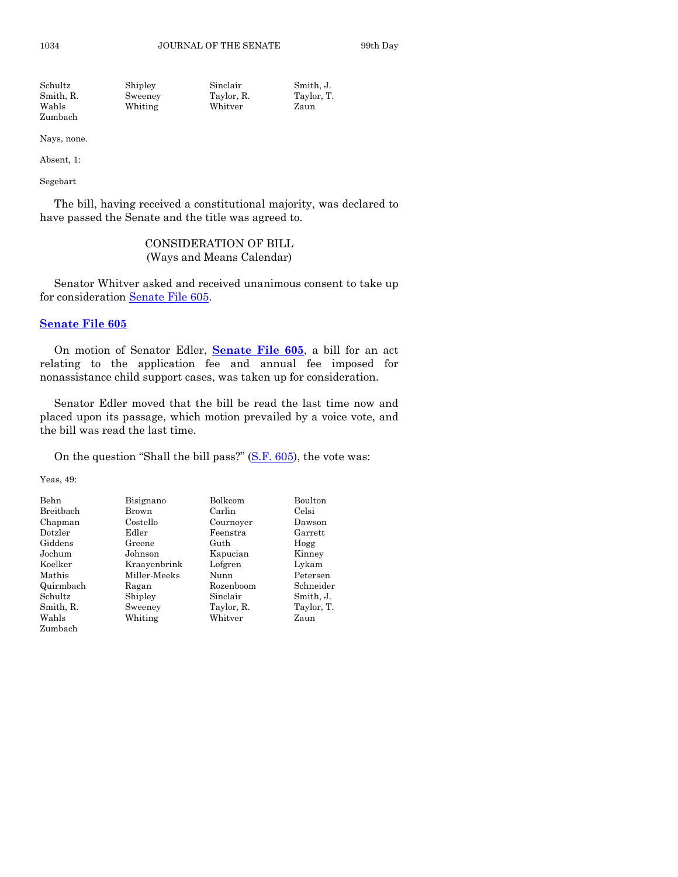| Schultz | Shipley | Sinclair | Smith, J. |
|---|---|---|---|
| Smith, R. | Sweeney | Taylor, R. | Taylor, T. |
| Wahls | Whiting | Whitver | Zaun |
| Zumbach | | | |

Nays, none.

Absent, 1:

Segebart

The bill, having received a constitutional majority, was declared to have passed the Senate and the title was agreed to.

## CONSIDERATION OF BILL
(Ways and Means Calendar)

Senator Whitver asked and received unanimous consent to take up for consideration Senate File 605.

### Senate File 605

On motion of Senator Edler, **Senate File 605**, a bill for an act relating to the application fee and annual fee imposed for nonassistance child support cases, was taken up for consideration.

Senator Edler moved that the bill be read the last time now and placed upon its passage, which motion prevailed by a voice vote, and the bill was read the last time.

On the question "Shall the bill pass?" (S.F. 605), the vote was:

Yeas, 49:

| Behn | Bisignano | Bolkcom | Boulton |
|---|---|---|---|
| Breitbach | Brown | Carlin | Celsi |
| Chapman | Costello | Cournoyer | Dawson |
| Dotzler | Edler | Feenstra | Garrett |
| Giddens | Greene | Guth | Hogg |
| Jochum | Johnson | Kapucian | Kinney |
| Koelker | Kraayenbrink | Lofgren | Lykam |
| Mathis | Miller-Meeks | Nunn | Petersen |
| Quirmbach | Ragan | Rozenboom | Schneider |
| Schultz | Shipley | Sinclair | Smith, J. |
| Smith, R. | Sweeney | Taylor, R. | Taylor, T. |
| Wahls | Whiting | Whitver | Zaun |
| Zumbach | | | |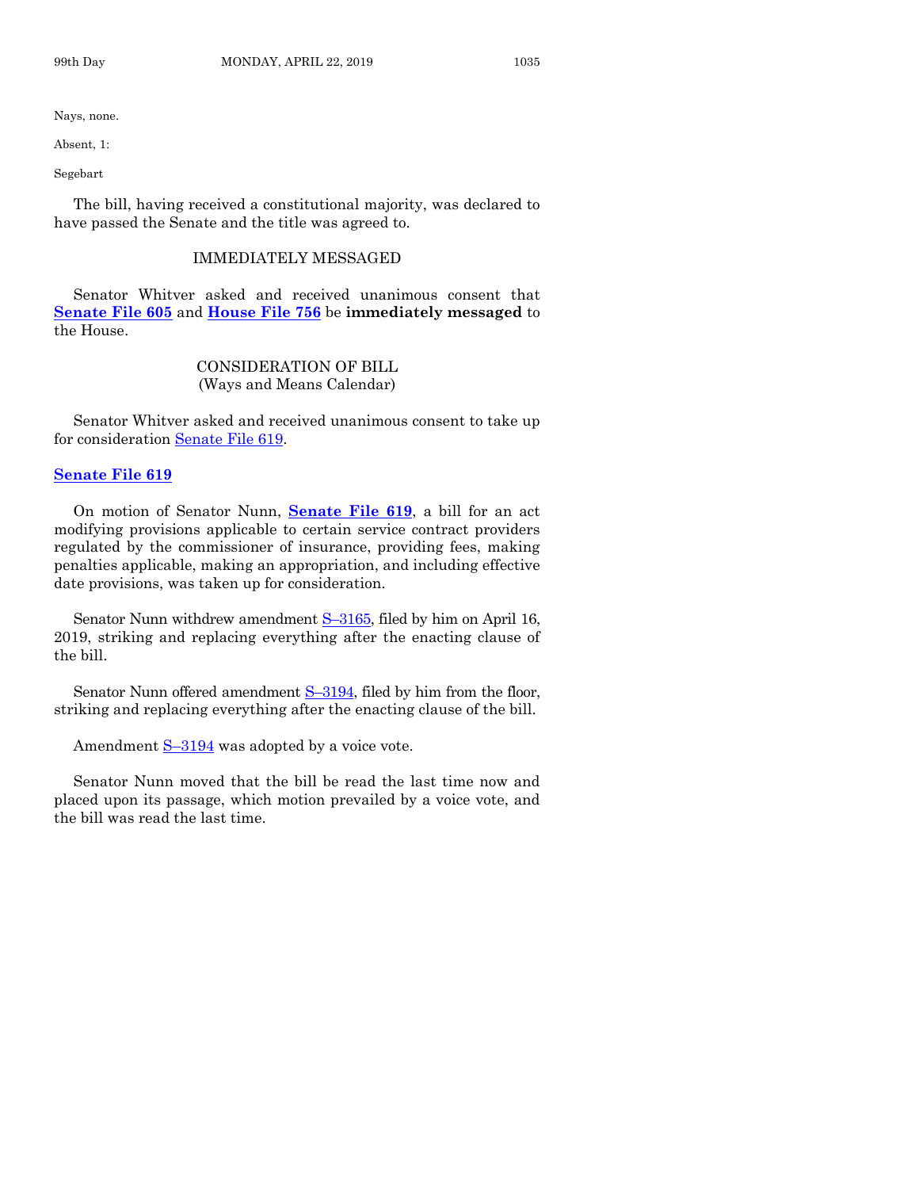Nays, none.

Absent, 1:

Segebart

The bill, having received a constitutional majority, was declared to have passed the Senate and the title was agreed to.

## IMMEDIATELY MESSAGED

Senator Whitver asked and received unanimous consent that **Senate File 605** and **House File 756** be **immediately messaged** to the House.

## CONSIDERATION OF BILL
(Ways and Means Calendar)

Senator Whitver asked and received unanimous consent to take up for consideration Senate File 619.

### Senate File 619

On motion of Senator Nunn, **Senate File 619**, a bill for an act modifying provisions applicable to certain service contract providers regulated by the commissioner of insurance, providing fees, making penalties applicable, making an appropriation, and including effective date provisions, was taken up for consideration.

Senator Nunn withdrew amendment S–3165, filed by him on April 16, 2019, striking and replacing everything after the enacting clause of the bill.

Senator Nunn offered amendment S–3194, filed by him from the floor, striking and replacing everything after the enacting clause of the bill.

Amendment S–3194 was adopted by a voice vote.

Senator Nunn moved that the bill be read the last time now and placed upon its passage, which motion prevailed by a voice vote, and the bill was read the last time.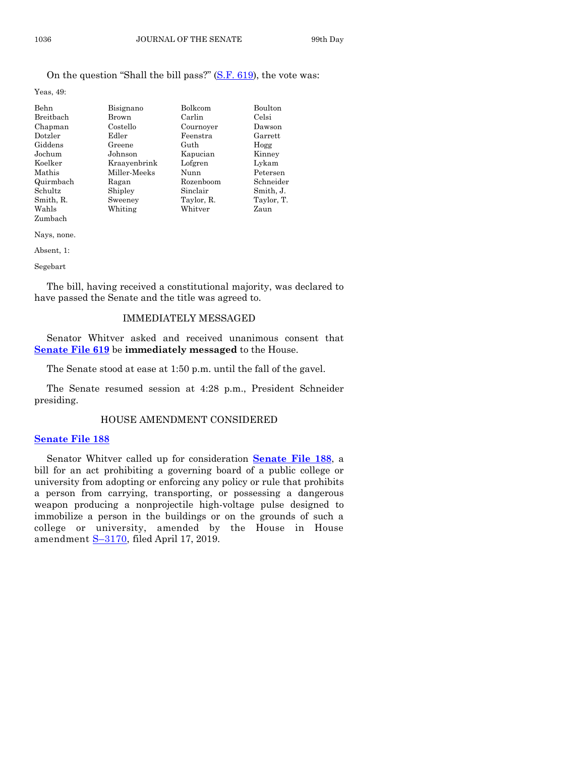On the question "Shall the bill pass?" (S.F. 619), the vote was:

Yeas, 49:

| | | | |
|---|---|---|---|
| Behn | Bisignano | Bolkcom | Boulton |
| Breitbach | Brown | Carlin | Celsi |
| Chapman | Costello | Cournoyer | Dawson |
| Dotzler | Edler | Feenstra | Garrett |
| Giddens | Greene | Guth | Hogg |
| Jochum | Johnson | Kapucian | Kinney |
| Koelker | Kraayenbrink | Lofgren | Lykam |
| Mathis | Miller-Meeks | Nunn | Petersen |
| Quirmbach | Ragan | Rozenboom | Schneider |
| Schultz | Shipley | Sinclair | Smith, J. |
| Smith, R. | Sweeney | Taylor, R. | Taylor, T. |
| Wahls | Whiting | Whitver | Zaun |
| Zumbach | | | |

Nays, none.

Absent, 1:

Segebart

The bill, having received a constitutional majority, was declared to have passed the Senate and the title was agreed to.

## IMMEDIATELY MESSAGED

Senator Whitver asked and received unanimous consent that **Senate File 619** be **immediately messaged** to the House.

The Senate stood at ease at 1:50 p.m. until the fall of the gavel.

The Senate resumed session at 4:28 p.m., President Schneider presiding.

## HOUSE AMENDMENT CONSIDERED

**Senate File 188**

Senator Whitver called up for consideration **Senate File 188**, a bill for an act prohibiting a governing board of a public college or university from adopting or enforcing any policy or rule that prohibits a person from carrying, transporting, or possessing a dangerous weapon producing a nonprojectile high-voltage pulse designed to immobilize a person in the buildings or on the grounds of such a college or university, amended by the House in House amendment S–3170, filed April 17, 2019.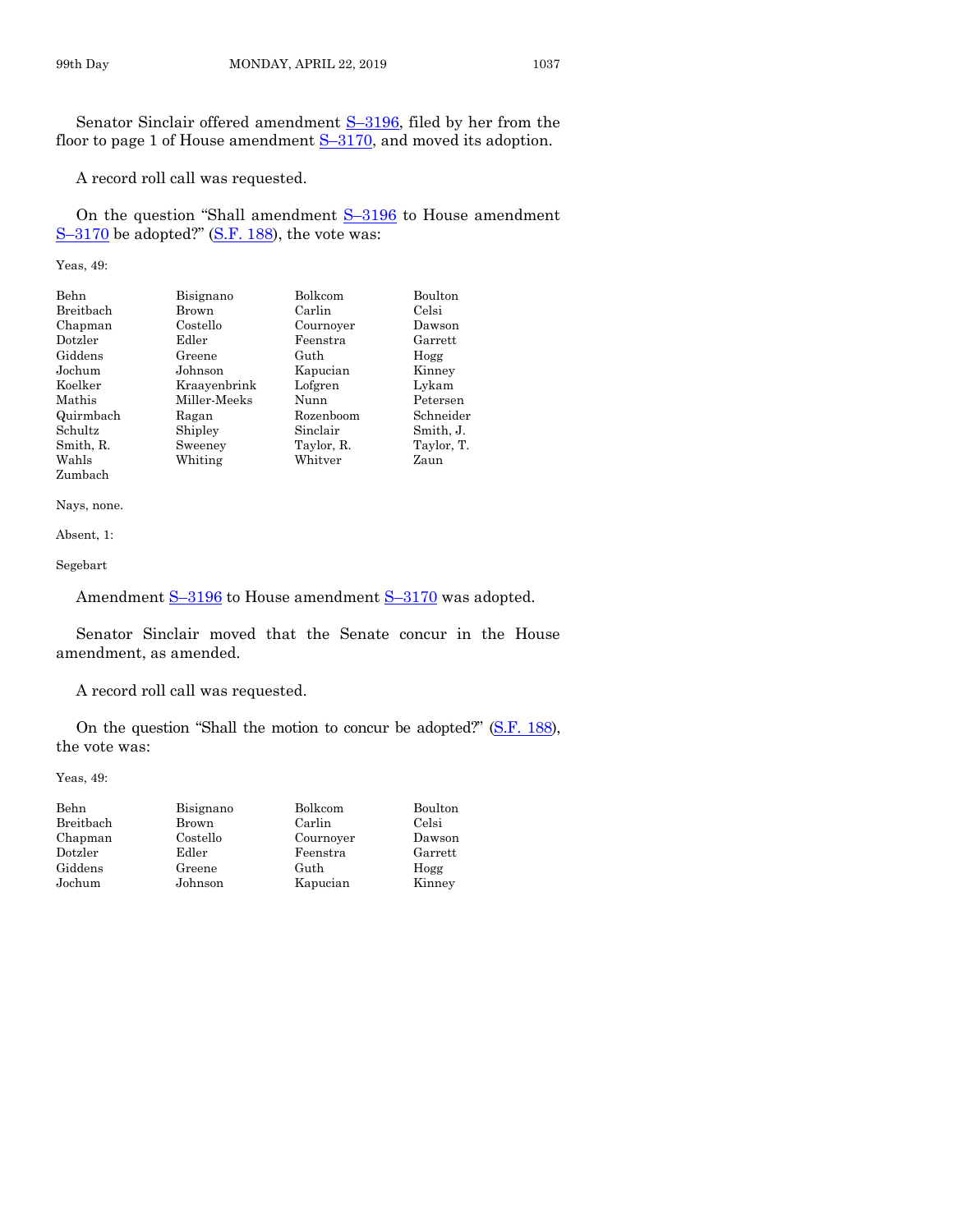Senator Sinclair offered amendment S–3196, filed by her from the floor to page 1 of House amendment S–3170, and moved its adoption.

A record roll call was requested.

On the question "Shall amendment S–3196 to House amendment S–3170 be adopted?" (S.F. 188), the vote was:

Yeas, 49:

| | | | |
|---|---|---|---|
| Behn | Bisignano | Bolkcom | Boulton |
| Breitbach | Brown | Carlin | Celsi |
| Chapman | Costello | Cournoyer | Dawson |
| Dotzler | Edler | Feenstra | Garrett |
| Giddens | Greene | Guth | Hogg |
| Jochum | Johnson | Kapucian | Kinney |
| Koelker | Kraayenbrink | Lofgren | Lykam |
| Mathis | Miller-Meeks | Nunn | Petersen |
| Quirmbach | Ragan | Rozenboom | Schneider |
| Schultz | Shipley | Sinclair | Smith, J. |
| Smith, R. | Sweeney | Taylor, R. | Taylor, T. |
| Wahls | Whiting | Whitver | Zaun |
| Zumbach | | | |

Nays, none.

Absent, 1:

Segebart

Amendment S–3196 to House amendment S–3170 was adopted.

Senator Sinclair moved that the Senate concur in the House amendment, as amended.

A record roll call was requested.

On the question "Shall the motion to concur be adopted?" (S.F. 188), the vote was:

Yeas, 49:

| | | | |
|---|---|---|---|
| Behn | Bisignano | Bolkcom | Boulton |
| Breitbach | Brown | Carlin | Celsi |
| Chapman | Costello | Cournoyer | Dawson |
| Dotzler | Edler | Feenstra | Garrett |
| Giddens | Greene | Guth | Hogg |
| Jochum | Johnson | Kapucian | Kinney |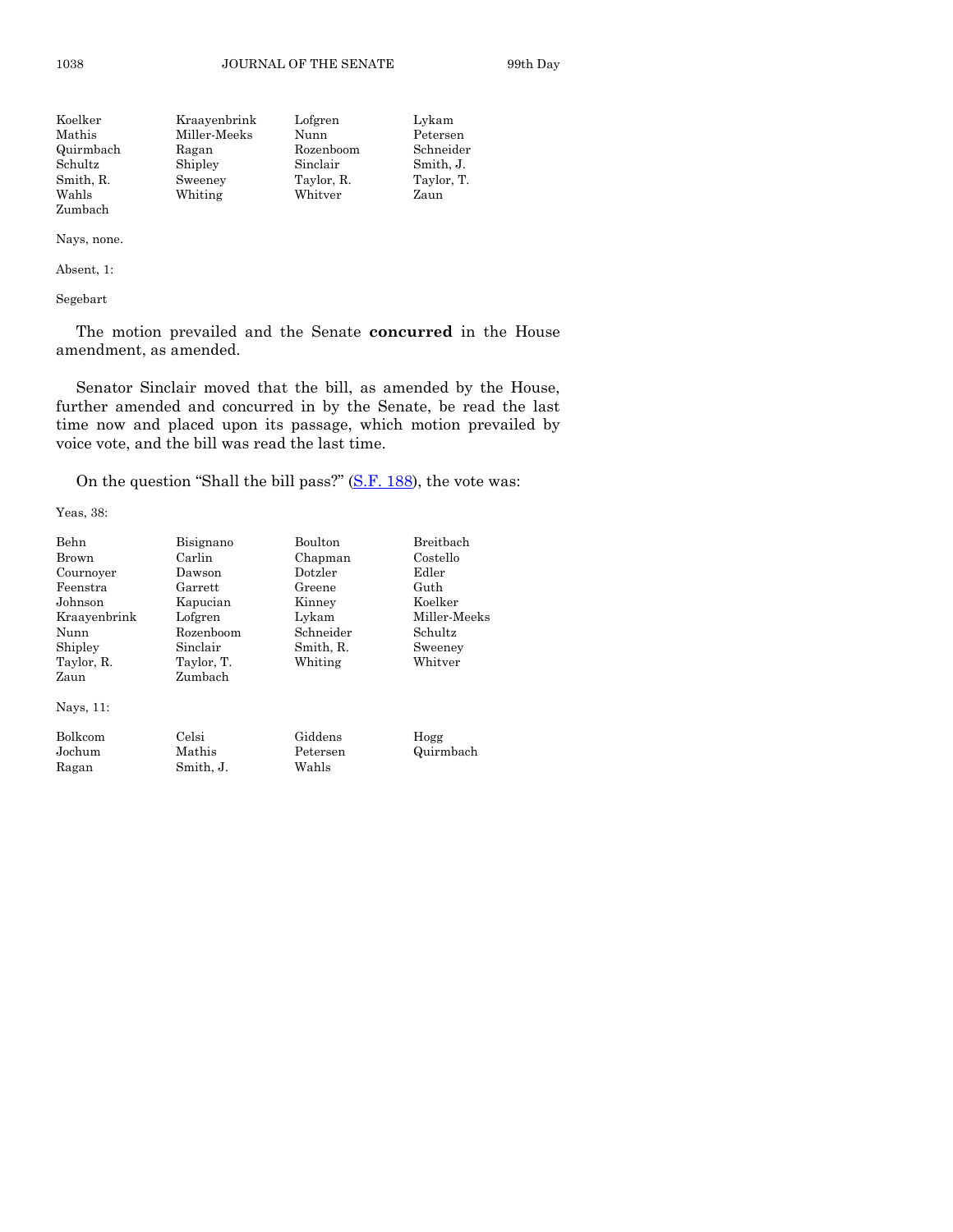| | | | |
|---|---|---|---|
| Koelker | Kraayenbrink | Lofgren | Lykam |
| Mathis | Miller-Meeks | Nunn | Petersen |
| Quirmbach | Ragan | Rozenboom | Schneider |
| Schultz | Shipley | Sinclair | Smith, J. |
| Smith, R. | Sweeney | Taylor, R. | Taylor, T. |
| Wahls | Whiting | Whitver | Zaun |
| Zumbach | | | |

Nays, none.

Absent, 1:

Segebart

The motion prevailed and the Senate **concurred** in the House amendment, as amended.

Senator Sinclair moved that the bill, as amended by the House, further amended and concurred in by the Senate, be read the last time now and placed upon its passage, which motion prevailed by voice vote, and the bill was read the last time.

On the question "Shall the bill pass?" (S.F. 188), the vote was:

Yeas, 38:

| | | | |
|---|---|---|---|
| Behn | Bisignano | Boulton | Breitbach |
| Brown | Carlin | Chapman | Costello |
| Cournoyer | Dawson | Dotzler | Edler |
| Feenstra | Garrett | Greene | Guth |
| Johnson | Kapucian | Kinney | Koelker |
| Kraayenbrink | Lofgren | Lykam | Miller-Meeks |
| Nunn | Rozenboom | Schneider | Schultz |
| Shipley | Sinclair | Smith, R. | Sweeney |
| Taylor, R. | Taylor, T. | Whiting | Whitver |
| Zaun | Zumbach | | |

Nays, 11:

| | | | |
|---|---|---|---|
| Bolkcom | Celsi | Giddens | Hogg |
| Jochum | Mathis | Petersen | Quirmbach |
| Ragan | Smith, J. | Wahls | |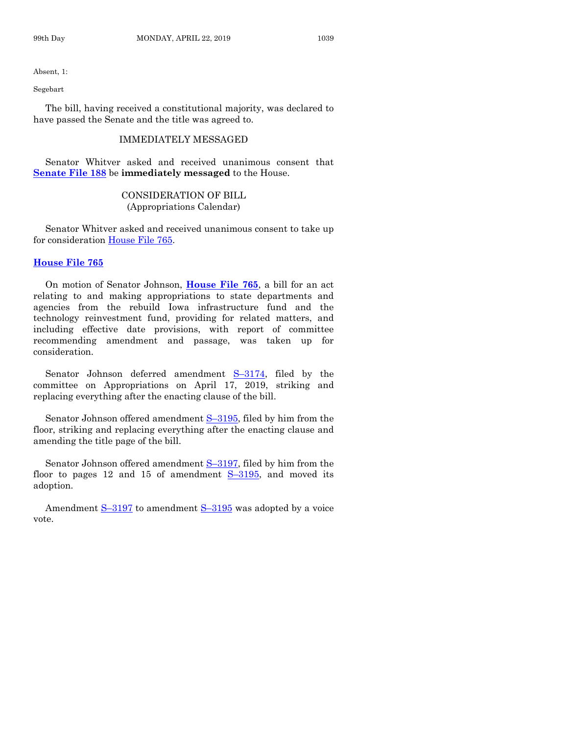Absent, 1:

Segebart

The bill, having received a constitutional majority, was declared to have passed the Senate and the title was agreed to.

IMMEDIATELY MESSAGED

Senator Whitver asked and received unanimous consent that **Senate File 188** be **immediately messaged** to the House.

CONSIDERATION OF BILL
(Appropriations Calendar)

Senator Whitver asked and received unanimous consent to take up for consideration House File 765.

**House File 765**

On motion of Senator Johnson, **House File 765**, a bill for an act relating to and making appropriations to state departments and agencies from the rebuild Iowa infrastructure fund and the technology reinvestment fund, providing for related matters, and including effective date provisions, with report of committee recommending amendment and passage, was taken up for consideration.

Senator Johnson deferred amendment S–3174, filed by the committee on Appropriations on April 17, 2019, striking and replacing everything after the enacting clause of the bill.

Senator Johnson offered amendment S–3195, filed by him from the floor, striking and replacing everything after the enacting clause and amending the title page of the bill.

Senator Johnson offered amendment S–3197, filed by him from the floor to pages 12 and 15 of amendment S–3195, and moved its adoption.

Amendment S–3197 to amendment S–3195 was adopted by a voice vote.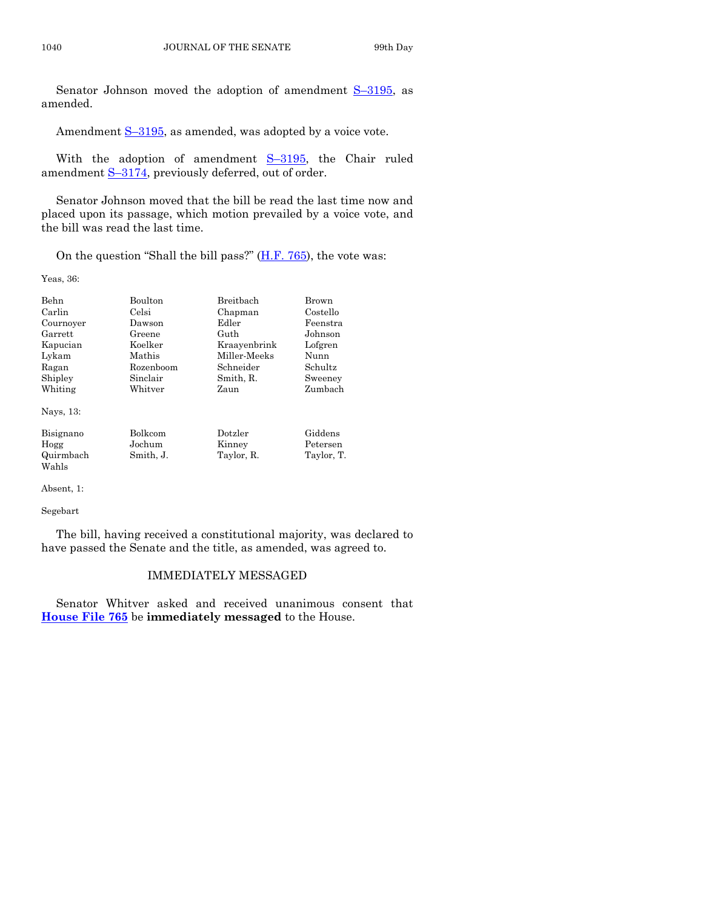Senator Johnson moved the adoption of amendment S–3195, as amended.

Amendment S–3195, as amended, was adopted by a voice vote.

With the adoption of amendment S–3195, the Chair ruled amendment S–3174, previously deferred, out of order.

Senator Johnson moved that the bill be read the last time now and placed upon its passage, which motion prevailed by a voice vote, and the bill was read the last time.

On the question "Shall the bill pass?" (H.F. 765), the vote was:

Yeas, 36:

| | | | |
|---|---|---|---|
| Behn | Boulton | Breitbach | Brown |
| Carlin | Celsi | Chapman | Costello |
| Cournoyer | Dawson | Edler | Feenstra |
| Garrett | Greene | Guth | Johnson |
| Kapucian | Koelker | Kraayenbrink | Lofgren |
| Lykam | Mathis | Miller-Meeks | Nunn |
| Ragan | Rozenboom | Schneider | Schultz |
| Shipley | Sinclair | Smith, R. | Sweeney |
| Whiting | Whitver | Zaun | Zumbach |

Nays, 13:

| | | | |
|---|---|---|---|
| Bisignano | Bolkcom | Dotzler | Giddens |
| Hogg | Jochum | Kinney | Petersen |
| Quirmbach | Smith, J. | Taylor, R. | Taylor, T. |
| Wahls | | | |

Absent, 1:

Segebart

The bill, having received a constitutional majority, was declared to have passed the Senate and the title, as amended, was agreed to.

## IMMEDIATELY MESSAGED

Senator Whitver asked and received unanimous consent that **House File 765** be **immediately messaged** to the House.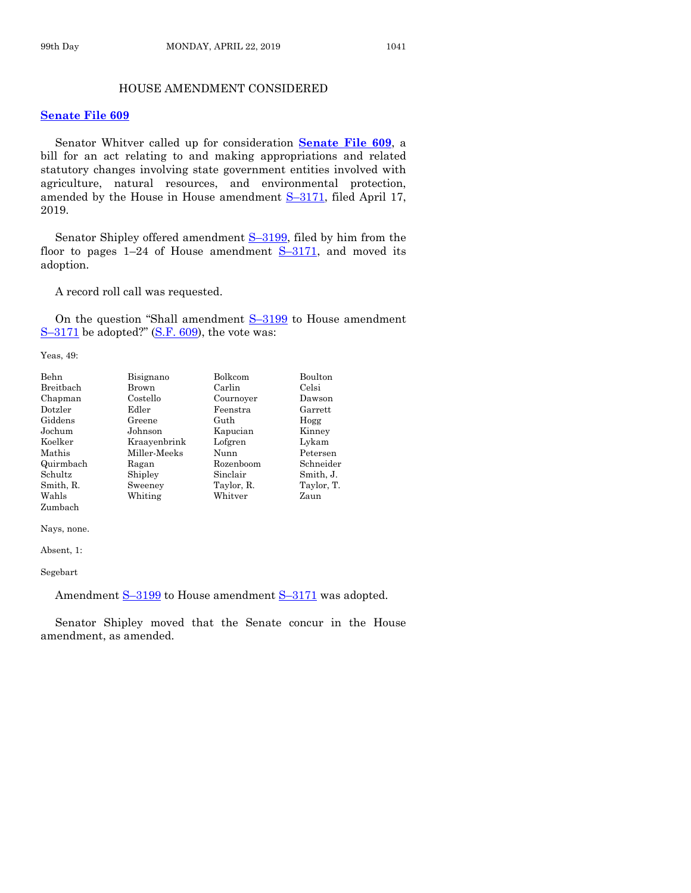## HOUSE AMENDMENT CONSIDERED

**Senate File 609**

Senator Whitver called up for consideration **Senate File 609**, a bill for an act relating to and making appropriations and related statutory changes involving state government entities involved with agriculture, natural resources, and environmental protection, amended by the House in House amendment S–3171, filed April 17, 2019.

Senator Shipley offered amendment S–3199, filed by him from the floor to pages 1–24 of House amendment S–3171, and moved its adoption.

A record roll call was requested.

On the question "Shall amendment S–3199 to House amendment S–3171 be adopted?" (S.F. 609), the vote was:

Yeas, 49:

| | | | |
|---|---|---|---|
| Behn | Bisignano | Bolkcom | Boulton |
| Breitbach | Brown | Carlin | Celsi |
| Chapman | Costello | Cournoyer | Dawson |
| Dotzler | Edler | Feenstra | Garrett |
| Giddens | Greene | Guth | Hogg |
| Jochum | Johnson | Kapucian | Kinney |
| Koelker | Kraayenbrink | Lofgren | Lykam |
| Mathis | Miller-Meeks | Nunn | Petersen |
| Quirmbach | Ragan | Rozenboom | Schneider |
| Schultz | Shipley | Sinclair | Smith, J. |
| Smith, R. | Sweeney | Taylor, R. | Taylor, T. |
| Wahls | Whiting | Whitver | Zaun |
| Zumbach | | | |

Nays, none.

Absent, 1:

Segebart

Amendment S–3199 to House amendment S–3171 was adopted.

Senator Shipley moved that the Senate concur in the House amendment, as amended.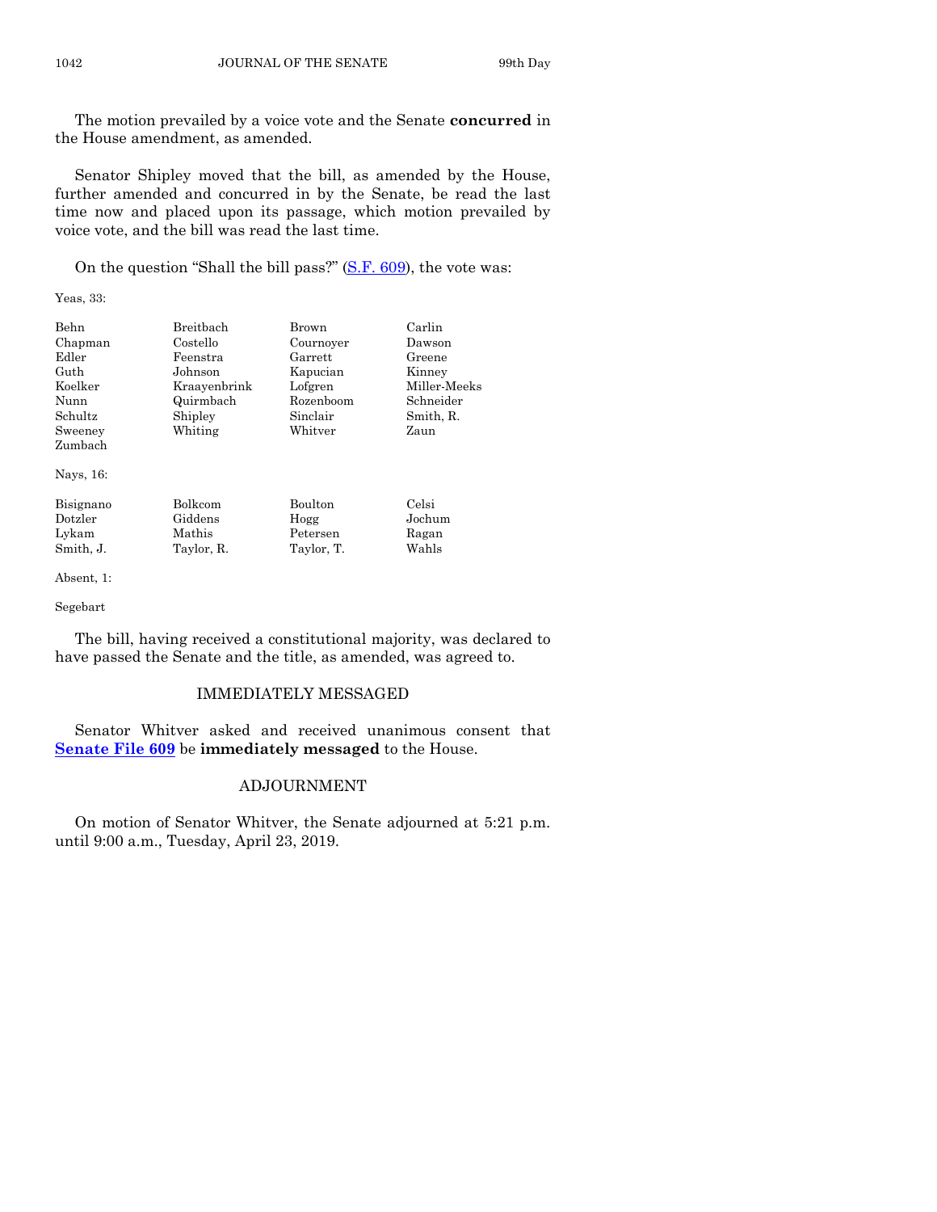The motion prevailed by a voice vote and the Senate **concurred** in the House amendment, as amended.

Senator Shipley moved that the bill, as amended by the House, further amended and concurred in by the Senate, be read the last time now and placed upon its passage, which motion prevailed by voice vote, and the bill was read the last time.

On the question "Shall the bill pass?" (S.F. 609), the vote was:

Yeas, 33:

| | | | |
|---|---|---|---|
| Behn | Breitbach | Brown | Carlin |
| Chapman | Costello | Cournoyer | Dawson |
| Edler | Feenstra | Garrett | Greene |
| Guth | Johnson | Kapucian | Kinney |
| Koelker | Kraayenbrink | Lofgren | Miller-Meeks |
| Nunn | Quirmbach | Rozenboom | Schneider |
| Schultz | Shipley | Sinclair | Smith, R. |
| Sweeney | Whiting | Whitver | Zaun |
| Zumbach | | | |

Nays, 16:

| | | | |
|---|---|---|---|
| Bisignano | Bolkcom | Boulton | Celsi |
| Dotzler | Giddens | Hogg | Jochum |
| Lykam | Mathis | Petersen | Ragan |
| Smith, J. | Taylor, R. | Taylor, T. | Wahls |

Absent, 1:

Segebart

The bill, having received a constitutional majority, was declared to have passed the Senate and the title, as amended, was agreed to.

## IMMEDIATELY MESSAGED

Senator Whitver asked and received unanimous consent that **Senate File 609** be **immediately messaged** to the House.

## ADJOURNMENT

On motion of Senator Whitver, the Senate adjourned at 5:21 p.m. until 9:00 a.m., Tuesday, April 23, 2019.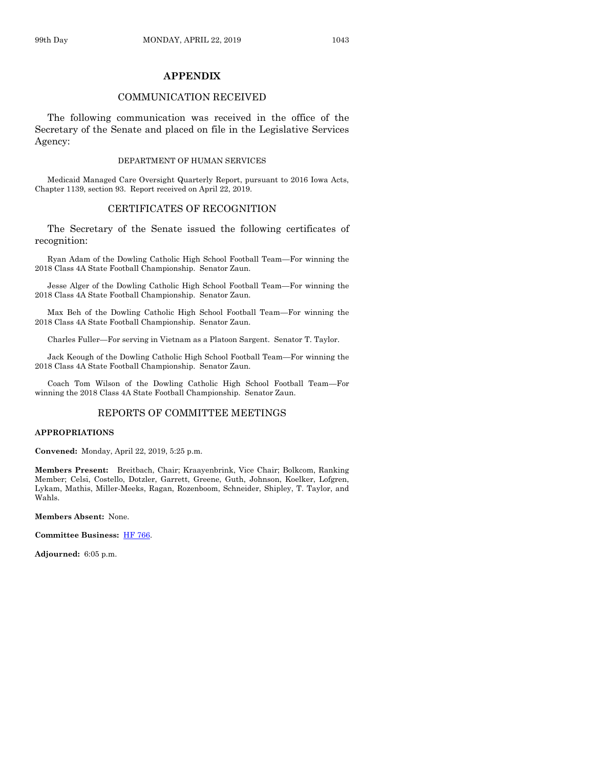# APPENDIX

## COMMUNICATION RECEIVED

The following communication was received in the office of the Secretary of the Senate and placed on file in the Legislative Services Agency:

### DEPARTMENT OF HUMAN SERVICES

Medicaid Managed Care Oversight Quarterly Report, pursuant to 2016 Iowa Acts, Chapter 1139, section 93. Report received on April 22, 2019.

## CERTIFICATES OF RECOGNITION

The Secretary of the Senate issued the following certificates of recognition:

Ryan Adam of the Dowling Catholic High School Football Team—For winning the 2018 Class 4A State Football Championship. Senator Zaun.

Jesse Alger of the Dowling Catholic High School Football Team—For winning the 2018 Class 4A State Football Championship. Senator Zaun.

Max Beh of the Dowling Catholic High School Football Team—For winning the 2018 Class 4A State Football Championship. Senator Zaun.

Charles Fuller—For serving in Vietnam as a Platoon Sargent. Senator T. Taylor.

Jack Keough of the Dowling Catholic High School Football Team—For winning the 2018 Class 4A State Football Championship. Senator Zaun.

Coach Tom Wilson of the Dowling Catholic High School Football Team—For winning the 2018 Class 4A State Football Championship. Senator Zaun.

## REPORTS OF COMMITTEE MEETINGS

**APPROPRIATIONS**

**Convened:** Monday, April 22, 2019, 5:25 p.m.

**Members Present:** Breitbach, Chair; Kraayenbrink, Vice Chair; Bolkcom, Ranking Member; Celsi, Costello, Dotzler, Garrett, Greene, Guth, Johnson, Koelker, Lofgren, Lykam, Mathis, Miller-Meeks, Ragan, Rozenboom, Schneider, Shipley, T. Taylor, and Wahls.

**Members Absent:** None.

**Committee Business:** HF 766.

**Adjourned:** 6:05 p.m.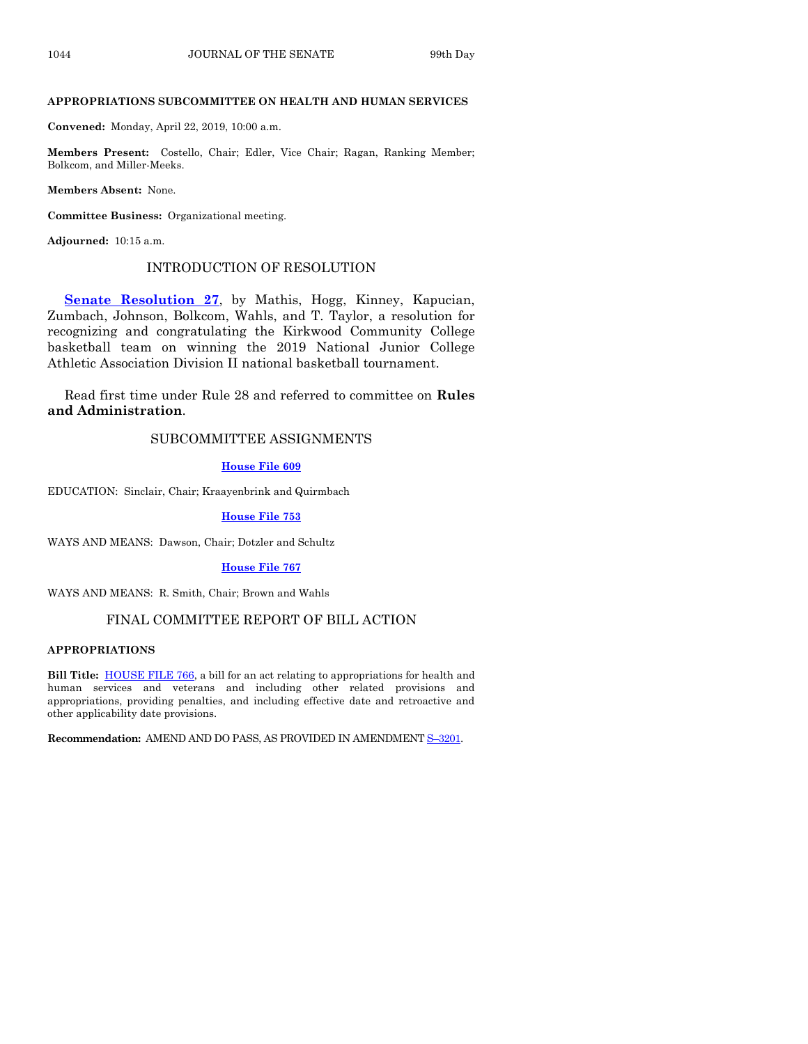**APPROPRIATIONS SUBCOMMITTEE ON HEALTH AND HUMAN SERVICES**

**Convened:** Monday, April 22, 2019, 10:00 a.m.

**Members Present:** Costello, Chair; Edler, Vice Chair; Ragan, Ranking Member; Bolkcom, and Miller-Meeks.

**Members Absent:** None.

**Committee Business:** Organizational meeting.

**Adjourned:** 10:15 a.m.

## INTRODUCTION OF RESOLUTION

**Senate Resolution 27**, by Mathis, Hogg, Kinney, Kapucian, Zumbach, Johnson, Bolkcom, Wahls, and T. Taylor, a resolution for recognizing and congratulating the Kirkwood Community College basketball team on winning the 2019 National Junior College Athletic Association Division II national basketball tournament.

Read first time under Rule 28 and referred to committee on **Rules and Administration**.

## SUBCOMMITTEE ASSIGNMENTS

**House File 609**

EDUCATION: Sinclair, Chair; Kraayenbrink and Quirmbach

**House File 753**

WAYS AND MEANS: Dawson, Chair; Dotzler and Schultz

**House File 767**

WAYS AND MEANS: R. Smith, Chair; Brown and Wahls

## FINAL COMMITTEE REPORT OF BILL ACTION

**APPROPRIATIONS**

**Bill Title:** HOUSE FILE 766, a bill for an act relating to appropriations for health and human services and veterans and including other related provisions and appropriations, providing penalties, and including effective date and retroactive and other applicability date provisions.

**Recommendation:** AMEND AND DO PASS, AS PROVIDED IN AMENDMENT S–3201.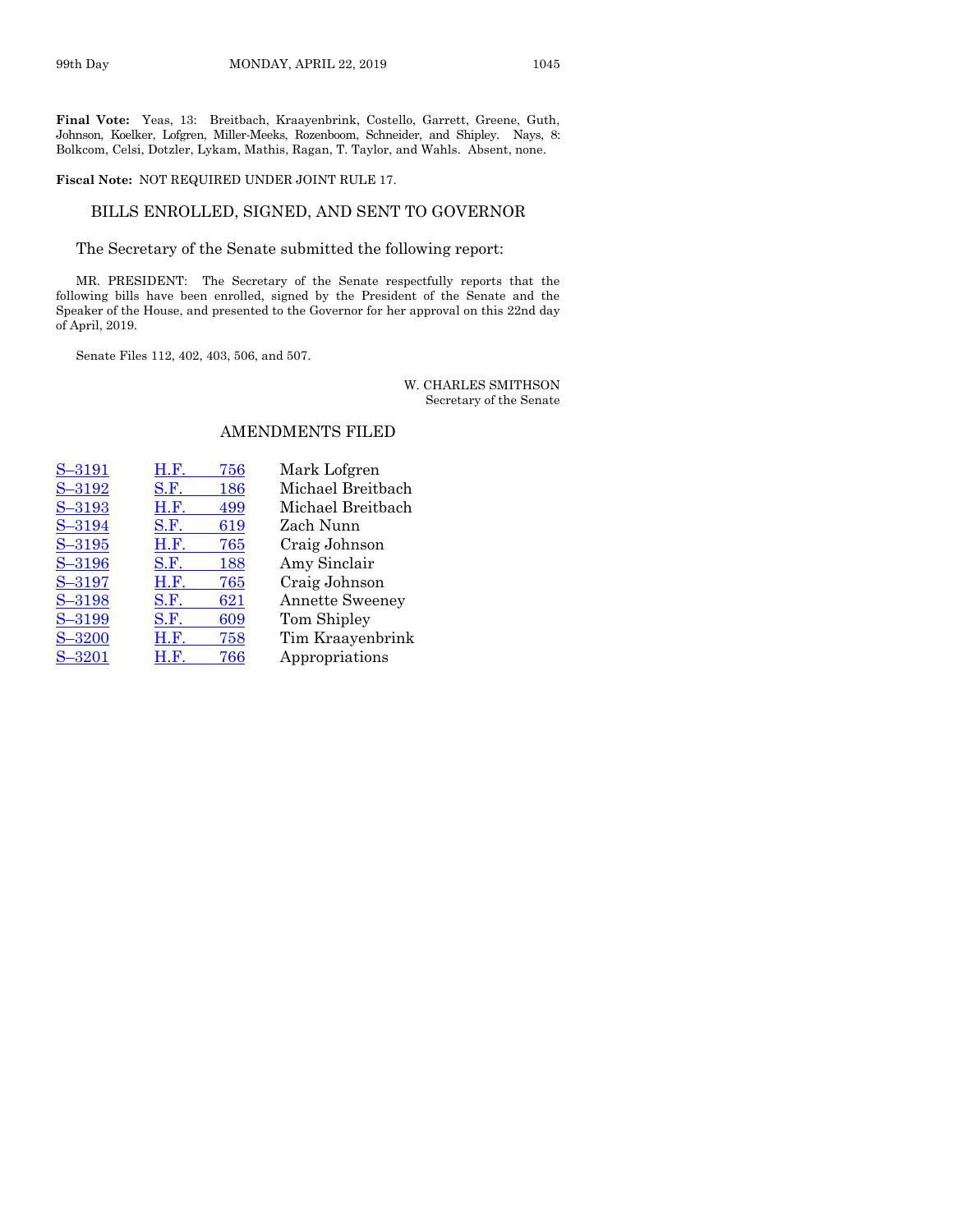**Final Vote:** Yeas, 13: Breitbach, Kraayenbrink, Costello, Garrett, Greene, Guth, Johnson, Koelker, Lofgren, Miller-Meeks, Rozenboom, Schneider, and Shipley. Nays, 8: Bolkcom, Celsi, Dotzler, Lykam, Mathis, Ragan, T. Taylor, and Wahls. Absent, none.

**Fiscal Note:** NOT REQUIRED UNDER JOINT RULE 17.

## BILLS ENROLLED, SIGNED, AND SENT TO GOVERNOR

The Secretary of the Senate submitted the following report:

MR. PRESIDENT: The Secretary of the Senate respectfully reports that the following bills have been enrolled, signed by the President of the Senate and the Speaker of the House, and presented to the Governor for her approval on this 22nd day of April, 2019.

Senate Files 112, 402, 403, 506, and 507.

W. CHARLES SMITHSON
Secretary of the Senate

## AMENDMENTS FILED

| | | | |
|---|---|---|---|
| S–3191 | H.F. | 756 | Mark Lofgren |
| S–3192 | S.F. | 186 | Michael Breitbach |
| S–3193 | H.F. | 499 | Michael Breitbach |
| S–3194 | S.F. | 619 | Zach Nunn |
| S–3195 | H.F. | 765 | Craig Johnson |
| S–3196 | S.F. | 188 | Amy Sinclair |
| S–3197 | H.F. | 765 | Craig Johnson |
| S–3198 | S.F. | 621 | Annette Sweeney |
| S–3199 | S.F. | 609 | Tom Shipley |
| S–3200 | H.F. | 758 | Tim Kraayenbrink |
| S–3201 | H.F. | 766 | Appropriations |